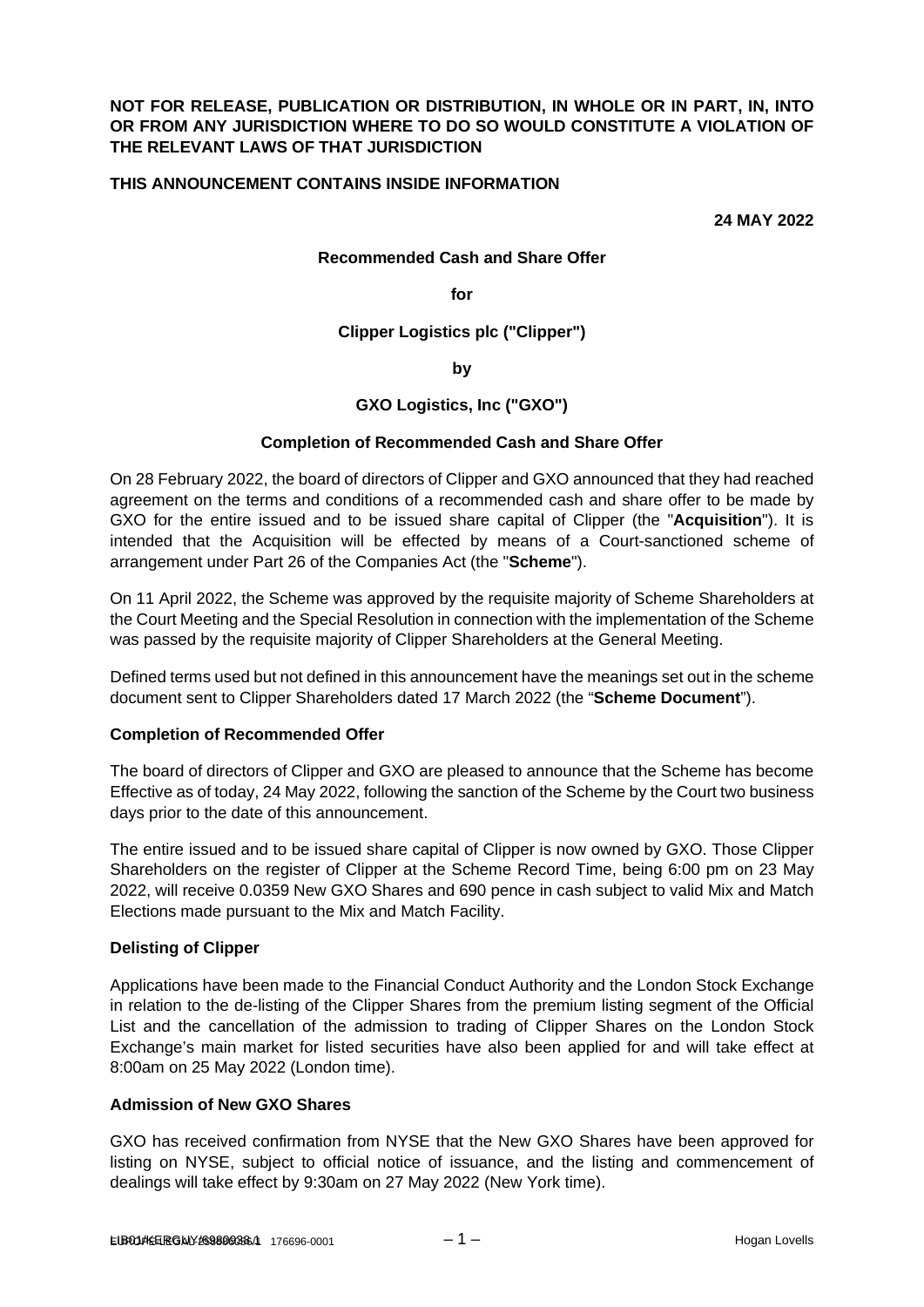**NOT FOR RELEASE, PUBLICATION OR DISTRIBUTION, IN WHOLE OR IN PART, IN, INTO OR FROM ANY JURISDICTION WHERE TO DO SO WOULD CONSTITUTE A VIOLATION OF THE RELEVANT LAWS OF THAT JURISDICTION**

**THIS ANNOUNCEMENT CONTAINS INSIDE INFORMATION**

**24 MAY 2022**

**Recommended Cash and Share Offer**

**for**

**Clipper Logistics plc ("Clipper")**

**by**

**GXO Logistics, Inc ("GXO")**

**Completion of Recommended Cash and Share Offer**

On 28 February 2022, the board of directors of Clipper and GXO announced that they had reached agreement on the terms and conditions of a recommended cash and share offer to be made by GXO for the entire issued and to be issued share capital of Clipper (the "**Acquisition**"). It is intended that the Acquisition will be effected by means of a Court-sanctioned scheme of arrangement under Part 26 of the Companies Act (the "**Scheme**").

On 11 April 2022, the Scheme was approved by the requisite majority of Scheme Shareholders at the Court Meeting and the Special Resolution in connection with the implementation of the Scheme was passed by the requisite majority of Clipper Shareholders at the General Meeting.

Defined terms used but not defined in this announcement have the meanings set out in the scheme document sent to Clipper Shareholders dated 17 March 2022 (the "**Scheme Document**").

**Completion of Recommended Offer**

The board of directors of Clipper and GXO are pleased to announce that the Scheme has become Effective as of today, 24 May 2022, following the sanction of the Scheme by the Court two business days prior to the date of this announcement.

The entire issued and to be issued share capital of Clipper is now owned by GXO. Those Clipper Shareholders on the register of Clipper at the Scheme Record Time, being 6:00 pm on 23 May 2022, will receive 0.0359 New GXO Shares and 690 pence in cash subject to valid Mix and Match Elections made pursuant to the Mix and Match Facility.

**Delisting of Clipper**

Applications have been made to the Financial Conduct Authority and the London Stock Exchange in relation to the de-listing of the Clipper Shares from the premium listing segment of the Official List and the cancellation of the admission to trading of Clipper Shares on the London Stock Exchange's main market for listed securities have also been applied for and will take effect at 8:00am on 25 May 2022 (London time).

**Admission of New GXO Shares**

GXO has received confirmation from NYSE that the New GXO Shares have been approved for listing on NYSE, subject to official notice of issuance, and the listing and commencement of dealings will take effect by 9:30am on 27 May 2022 (New York time).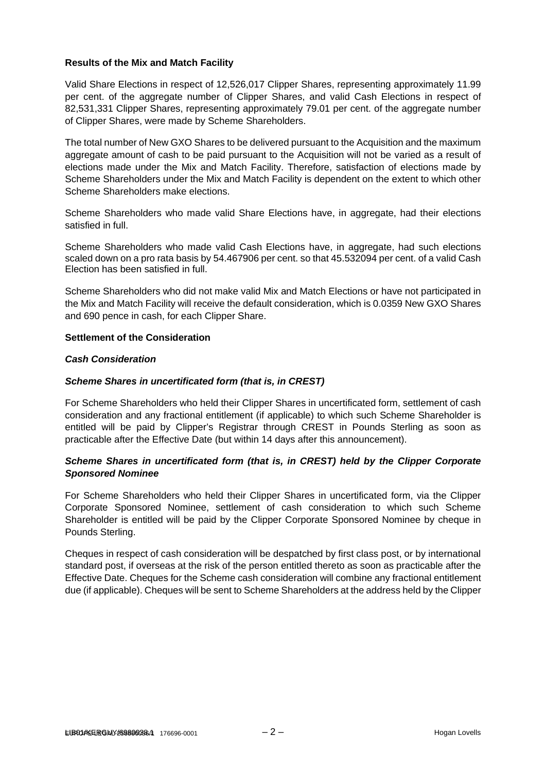**Results of the Mix and Match Facility**

Valid Share Elections in respect of 12,526,017 Clipper Shares, representing approximately 11.99 per cent. of the aggregate number of Clipper Shares, and valid Cash Elections in respect of 82,531,331 Clipper Shares, representing approximately 79.01 per cent. of the aggregate number of Clipper Shares, were made by Scheme Shareholders.

The total number of New GXO Shares to be delivered pursuant to the Acquisition and the maximum aggregate amount of cash to be paid pursuant to the Acquisition will not be varied as a result of elections made under the Mix and Match Facility. Therefore, satisfaction of elections made by Scheme Shareholders under the Mix and Match Facility is dependent on the extent to which other Scheme Shareholders make elections.

Scheme Shareholders who made valid Share Elections have, in aggregate, had their elections satisfied in full.

Scheme Shareholders who made valid Cash Elections have, in aggregate, had such elections scaled down on a pro rata basis by 54.467906 per cent. so that 45.532094 per cent. of a valid Cash Election has been satisfied in full.

Scheme Shareholders who did not make valid Mix and Match Elections or have not participated in the Mix and Match Facility will receive the default consideration, which is 0.0359 New GXO Shares and 690 pence in cash, for each Clipper Share.

**Settlement of the Consideration**

***Cash Consideration***

***Scheme Shares in uncertificated form (that is, in CREST)***

For Scheme Shareholders who held their Clipper Shares in uncertificated form, settlement of cash consideration and any fractional entitlement (if applicable) to which such Scheme Shareholder is entitled will be paid by Clipper's Registrar through CREST in Pounds Sterling as soon as practicable after the Effective Date (but within 14 days after this announcement).

***Scheme Shares in uncertificated form (that is, in CREST) held by the Clipper Corporate Sponsored Nominee***

For Scheme Shareholders who held their Clipper Shares in uncertificated form, via the Clipper Corporate Sponsored Nominee, settlement of cash consideration to which such Scheme Shareholder is entitled will be paid by the Clipper Corporate Sponsored Nominee by cheque in Pounds Sterling.

Cheques in respect of cash consideration will be despatched by first class post, or by international standard post, if overseas at the risk of the person entitled thereto as soon as practicable after the Effective Date. Cheques for the Scheme cash consideration will combine any fractional entitlement due (if applicable). Cheques will be sent to Scheme Shareholders at the address held by the Clipper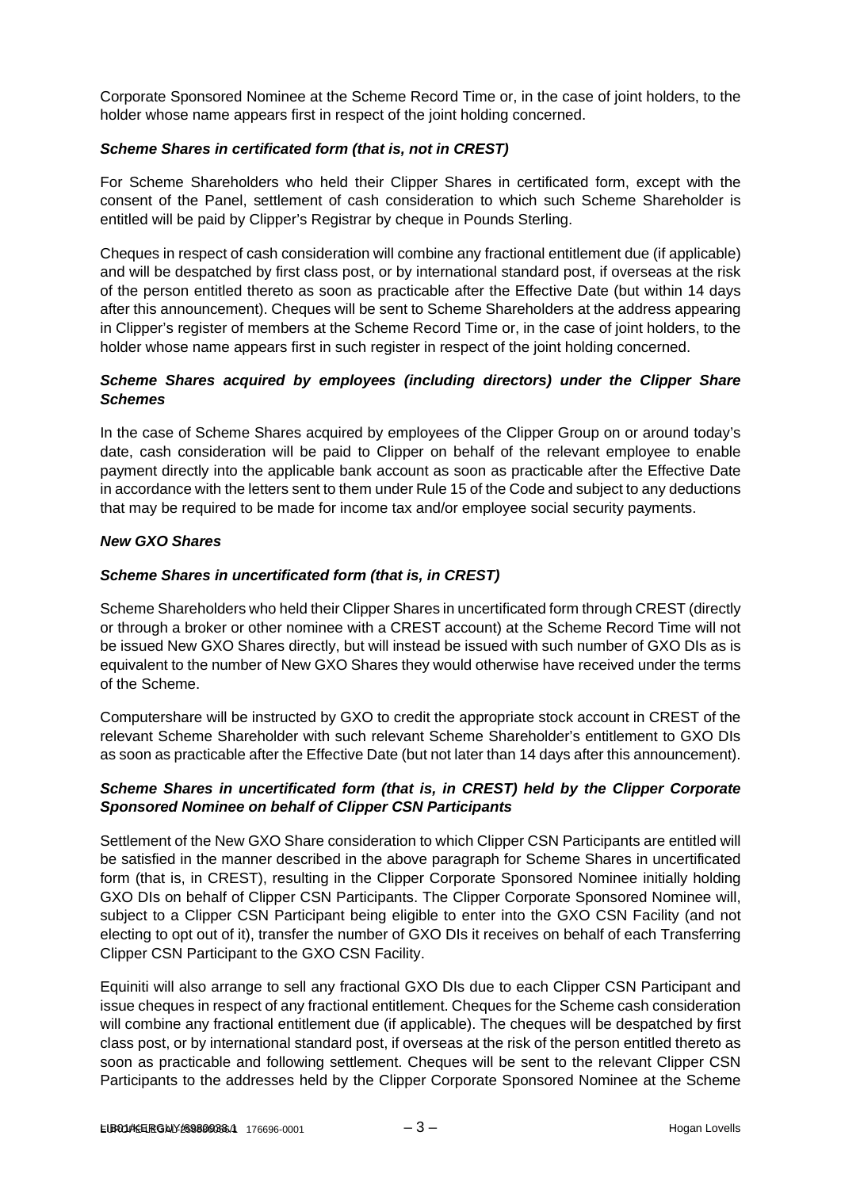Corporate Sponsored Nominee at the Scheme Record Time or, in the case of joint holders, to the holder whose name appears first in respect of the joint holding concerned.

***Scheme Shares in certificated form (that is, not in CREST)***

For Scheme Shareholders who held their Clipper Shares in certificated form, except with the consent of the Panel, settlement of cash consideration to which such Scheme Shareholder is entitled will be paid by Clipper's Registrar by cheque in Pounds Sterling.

Cheques in respect of cash consideration will combine any fractional entitlement due (if applicable) and will be despatched by first class post, or by international standard post, if overseas at the risk of the person entitled thereto as soon as practicable after the Effective Date (but within 14 days after this announcement). Cheques will be sent to Scheme Shareholders at the address appearing in Clipper's register of members at the Scheme Record Time or, in the case of joint holders, to the holder whose name appears first in such register in respect of the joint holding concerned.

***Scheme Shares acquired by employees (including directors) under the Clipper Share Schemes***

In the case of Scheme Shares acquired by employees of the Clipper Group on or around today's date, cash consideration will be paid to Clipper on behalf of the relevant employee to enable payment directly into the applicable bank account as soon as practicable after the Effective Date in accordance with the letters sent to them under Rule 15 of the Code and subject to any deductions that may be required to be made for income tax and/or employee social security payments.

***New GXO Shares***

***Scheme Shares in uncertificated form (that is, in CREST)***

Scheme Shareholders who held their Clipper Shares in uncertificated form through CREST (directly or through a broker or other nominee with a CREST account) at the Scheme Record Time will not be issued New GXO Shares directly, but will instead be issued with such number of GXO DIs as is equivalent to the number of New GXO Shares they would otherwise have received under the terms of the Scheme.

Computershare will be instructed by GXO to credit the appropriate stock account in CREST of the relevant Scheme Shareholder with such relevant Scheme Shareholder's entitlement to GXO DIs as soon as practicable after the Effective Date (but not later than 14 days after this announcement).

***Scheme Shares in uncertificated form (that is, in CREST) held by the Clipper Corporate Sponsored Nominee on behalf of Clipper CSN Participants***

Settlement of the New GXO Share consideration to which Clipper CSN Participants are entitled will be satisfied in the manner described in the above paragraph for Scheme Shares in uncertificated form (that is, in CREST), resulting in the Clipper Corporate Sponsored Nominee initially holding GXO DIs on behalf of Clipper CSN Participants. The Clipper Corporate Sponsored Nominee will, subject to a Clipper CSN Participant being eligible to enter into the GXO CSN Facility (and not electing to opt out of it), transfer the number of GXO DIs it receives on behalf of each Transferring Clipper CSN Participant to the GXO CSN Facility.

Equiniti will also arrange to sell any fractional GXO DIs due to each Clipper CSN Participant and issue cheques in respect of any fractional entitlement. Cheques for the Scheme cash consideration will combine any fractional entitlement due (if applicable). The cheques will be despatched by first class post, or by international standard post, if overseas at the risk of the person entitled thereto as soon as practicable and following settlement. Cheques will be sent to the relevant Clipper CSN Participants to the addresses held by the Clipper Corporate Sponsored Nominee at the Scheme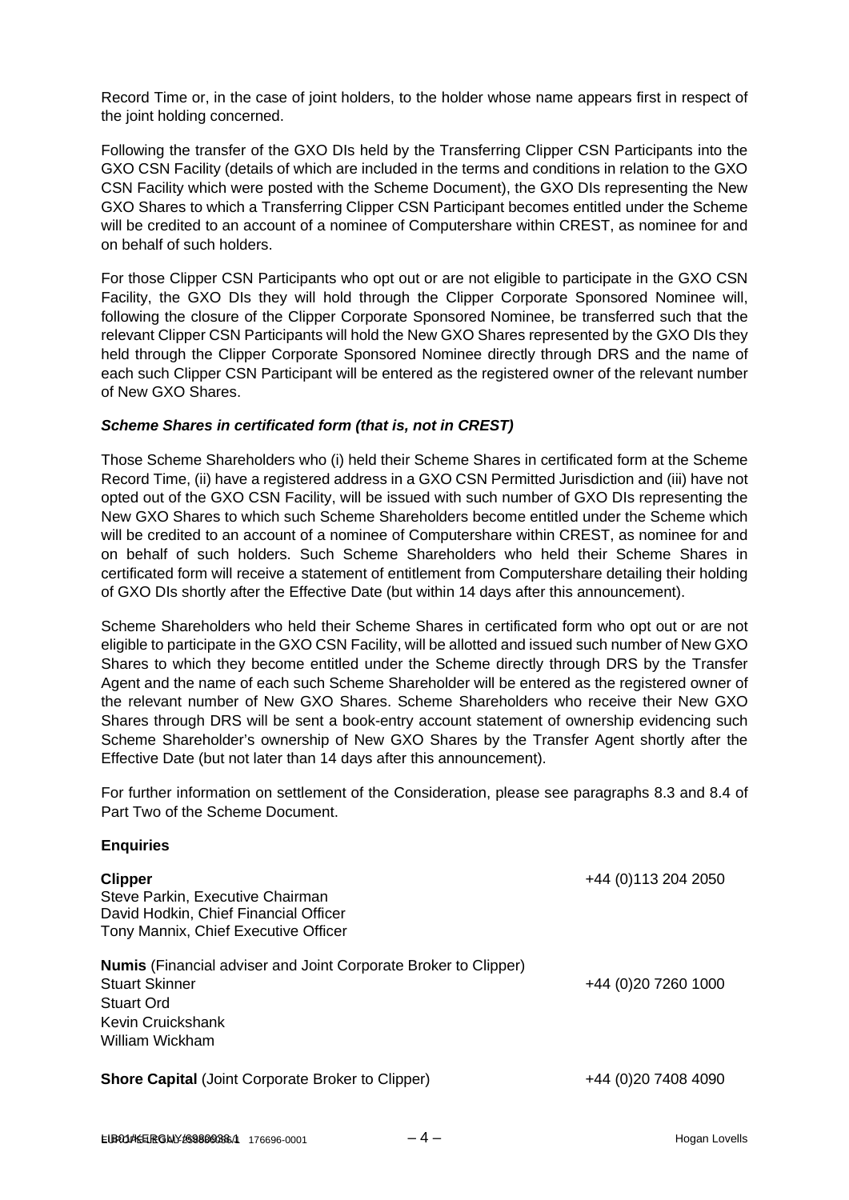Record Time or, in the case of joint holders, to the holder whose name appears first in respect of the joint holding concerned.

Following the transfer of the GXO DIs held by the Transferring Clipper CSN Participants into the GXO CSN Facility (details of which are included in the terms and conditions in relation to the GXO CSN Facility which were posted with the Scheme Document), the GXO DIs representing the New GXO Shares to which a Transferring Clipper CSN Participant becomes entitled under the Scheme will be credited to an account of a nominee of Computershare within CREST, as nominee for and on behalf of such holders.

For those Clipper CSN Participants who opt out or are not eligible to participate in the GXO CSN Facility, the GXO DIs they will hold through the Clipper Corporate Sponsored Nominee will, following the closure of the Clipper Corporate Sponsored Nominee, be transferred such that the relevant Clipper CSN Participants will hold the New GXO Shares represented by the GXO DIs they held through the Clipper Corporate Sponsored Nominee directly through DRS and the name of each such Clipper CSN Participant will be entered as the registered owner of the relevant number of New GXO Shares.

***Scheme Shares in certificated form (that is, not in CREST)***

Those Scheme Shareholders who (i) held their Scheme Shares in certificated form at the Scheme Record Time, (ii) have a registered address in a GXO CSN Permitted Jurisdiction and (iii) have not opted out of the GXO CSN Facility, will be issued with such number of GXO DIs representing the New GXO Shares to which such Scheme Shareholders become entitled under the Scheme which will be credited to an account of a nominee of Computershare within CREST, as nominee for and on behalf of such holders. Such Scheme Shareholders who held their Scheme Shares in certificated form will receive a statement of entitlement from Computershare detailing their holding of GXO DIs shortly after the Effective Date (but within 14 days after this announcement).

Scheme Shareholders who held their Scheme Shares in certificated form who opt out or are not eligible to participate in the GXO CSN Facility, will be allotted and issued such number of New GXO Shares to which they become entitled under the Scheme directly through DRS by the Transfer Agent and the name of each such Scheme Shareholder will be entered as the registered owner of the relevant number of New GXO Shares. Scheme Shareholders who receive their New GXO Shares through DRS will be sent a book-entry account statement of ownership evidencing such Scheme Shareholder's ownership of New GXO Shares by the Transfer Agent shortly after the Effective Date (but not later than 14 days after this announcement).

For further information on settlement of the Consideration, please see paragraphs 8.3 and 8.4 of Part Two of the Scheme Document.

**Enquiries**

**Clipper** — +44 (0)113 204 2050
Steve Parkin, Executive Chairman
David Hodkin, Chief Financial Officer
Tony Mannix, Chief Executive Officer

**Numis** (Financial adviser and Joint Corporate Broker to Clipper)
Stuart Skinner — +44 (0)20 7260 1000
Stuart Ord
Kevin Cruickshank
William Wickham

**Shore Capital** (Joint Corporate Broker to Clipper) — +44 (0)20 7408 4090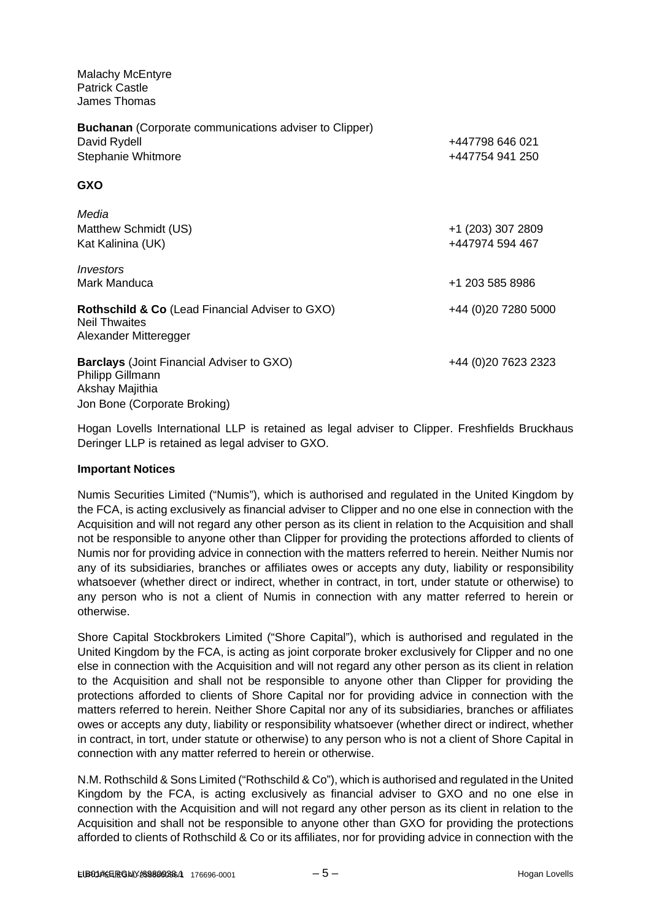Malachy McEntyre
Patrick Castle
James Thomas

**Buchanan** (Corporate communications adviser to Clipper)

| | |
|---|---|
| David Rydell | +447798 646 021 |
| Stephanie Whitmore | +447754 941 250 |

**GXO**

*Media*

| | |
|---|---|
| Matthew Schmidt (US) | +1 (203) 307 2809 |
| Kat Kalinina (UK) | +447974 594 467 |

*Investors*

| | |
|---|---|
| Mark Manduca | +1 203 585 8986 |

**Rothschild & Co** (Lead Financial Adviser to GXO) +44 (0)20 7280 5000
Neil Thwaites
Alexander Mitteregger

**Barclays** (Joint Financial Adviser to GXO) +44 (0)20 7623 2323
Philipp Gillmann
Akshay Majithia
Jon Bone (Corporate Broking)

Hogan Lovells International LLP is retained as legal adviser to Clipper. Freshfields Bruckhaus Deringer LLP is retained as legal adviser to GXO.

**Important Notices**

Numis Securities Limited ("Numis"), which is authorised and regulated in the United Kingdom by the FCA, is acting exclusively as financial adviser to Clipper and no one else in connection with the Acquisition and will not regard any other person as its client in relation to the Acquisition and shall not be responsible to anyone other than Clipper for providing the protections afforded to clients of Numis nor for providing advice in connection with the matters referred to herein. Neither Numis nor any of its subsidiaries, branches or affiliates owes or accepts any duty, liability or responsibility whatsoever (whether direct or indirect, whether in contract, in tort, under statute or otherwise) to any person who is not a client of Numis in connection with any matter referred to herein or otherwise.

Shore Capital Stockbrokers Limited ("Shore Capital"), which is authorised and regulated in the United Kingdom by the FCA, is acting as joint corporate broker exclusively for Clipper and no one else in connection with the Acquisition and will not regard any other person as its client in relation to the Acquisition and shall not be responsible to anyone other than Clipper for providing the protections afforded to clients of Shore Capital nor for providing advice in connection with the matters referred to herein. Neither Shore Capital nor any of its subsidiaries, branches or affiliates owes or accepts any duty, liability or responsibility whatsoever (whether direct or indirect, whether in contract, in tort, under statute or otherwise) to any person who is not a client of Shore Capital in connection with any matter referred to herein or otherwise.

N.M. Rothschild & Sons Limited ("Rothschild & Co"), which is authorised and regulated in the United Kingdom by the FCA, is acting exclusively as financial adviser to GXO and no one else in connection with the Acquisition and will not regard any other person as its client in relation to the Acquisition and shall not be responsible to anyone other than GXO for providing the protections afforded to clients of Rothschild & Co or its affiliates, nor for providing advice in connection with the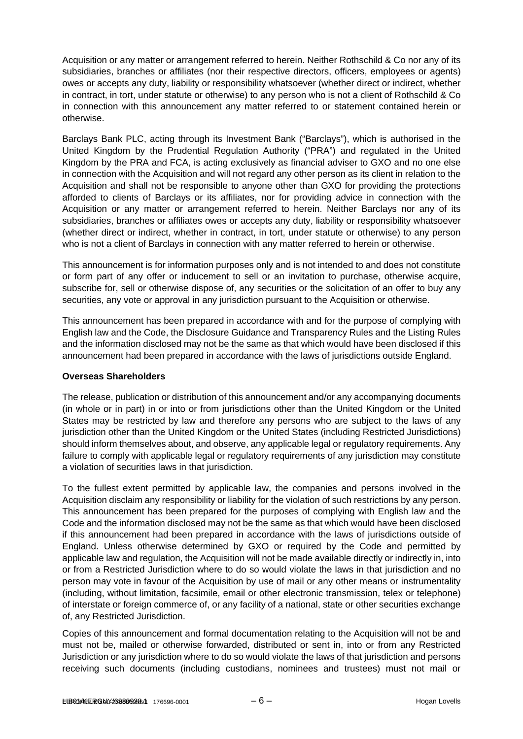Acquisition or any matter or arrangement referred to herein. Neither Rothschild & Co nor any of its subsidiaries, branches or affiliates (nor their respective directors, officers, employees or agents) owes or accepts any duty, liability or responsibility whatsoever (whether direct or indirect, whether in contract, in tort, under statute or otherwise) to any person who is not a client of Rothschild & Co in connection with this announcement any matter referred to or statement contained herein or otherwise.

Barclays Bank PLC, acting through its Investment Bank ("Barclays"), which is authorised in the United Kingdom by the Prudential Regulation Authority ("PRA") and regulated in the United Kingdom by the PRA and FCA, is acting exclusively as financial adviser to GXO and no one else in connection with the Acquisition and will not regard any other person as its client in relation to the Acquisition and shall not be responsible to anyone other than GXO for providing the protections afforded to clients of Barclays or its affiliates, nor for providing advice in connection with the Acquisition or any matter or arrangement referred to herein. Neither Barclays nor any of its subsidiaries, branches or affiliates owes or accepts any duty, liability or responsibility whatsoever (whether direct or indirect, whether in contract, in tort, under statute or otherwise) to any person who is not a client of Barclays in connection with any matter referred to herein or otherwise.

This announcement is for information purposes only and is not intended to and does not constitute or form part of any offer or inducement to sell or an invitation to purchase, otherwise acquire, subscribe for, sell or otherwise dispose of, any securities or the solicitation of an offer to buy any securities, any vote or approval in any jurisdiction pursuant to the Acquisition or otherwise.

This announcement has been prepared in accordance with and for the purpose of complying with English law and the Code, the Disclosure Guidance and Transparency Rules and the Listing Rules and the information disclosed may not be the same as that which would have been disclosed if this announcement had been prepared in accordance with the laws of jurisdictions outside England.

**Overseas Shareholders**

The release, publication or distribution of this announcement and/or any accompanying documents (in whole or in part) in or into or from jurisdictions other than the United Kingdom or the United States may be restricted by law and therefore any persons who are subject to the laws of any jurisdiction other than the United Kingdom or the United States (including Restricted Jurisdictions) should inform themselves about, and observe, any applicable legal or regulatory requirements. Any failure to comply with applicable legal or regulatory requirements of any jurisdiction may constitute a violation of securities laws in that jurisdiction.

To the fullest extent permitted by applicable law, the companies and persons involved in the Acquisition disclaim any responsibility or liability for the violation of such restrictions by any person. This announcement has been prepared for the purposes of complying with English law and the Code and the information disclosed may not be the same as that which would have been disclosed if this announcement had been prepared in accordance with the laws of jurisdictions outside of England. Unless otherwise determined by GXO or required by the Code and permitted by applicable law and regulation, the Acquisition will not be made available directly or indirectly in, into or from a Restricted Jurisdiction where to do so would violate the laws in that jurisdiction and no person may vote in favour of the Acquisition by use of mail or any other means or instrumentality (including, without limitation, facsimile, email or other electronic transmission, telex or telephone) of interstate or foreign commerce of, or any facility of a national, state or other securities exchange of, any Restricted Jurisdiction.

Copies of this announcement and formal documentation relating to the Acquisition will not be and must not be, mailed or otherwise forwarded, distributed or sent in, into or from any Restricted Jurisdiction or any jurisdiction where to do so would violate the laws of that jurisdiction and persons receiving such documents (including custodians, nominees and trustees) must not mail or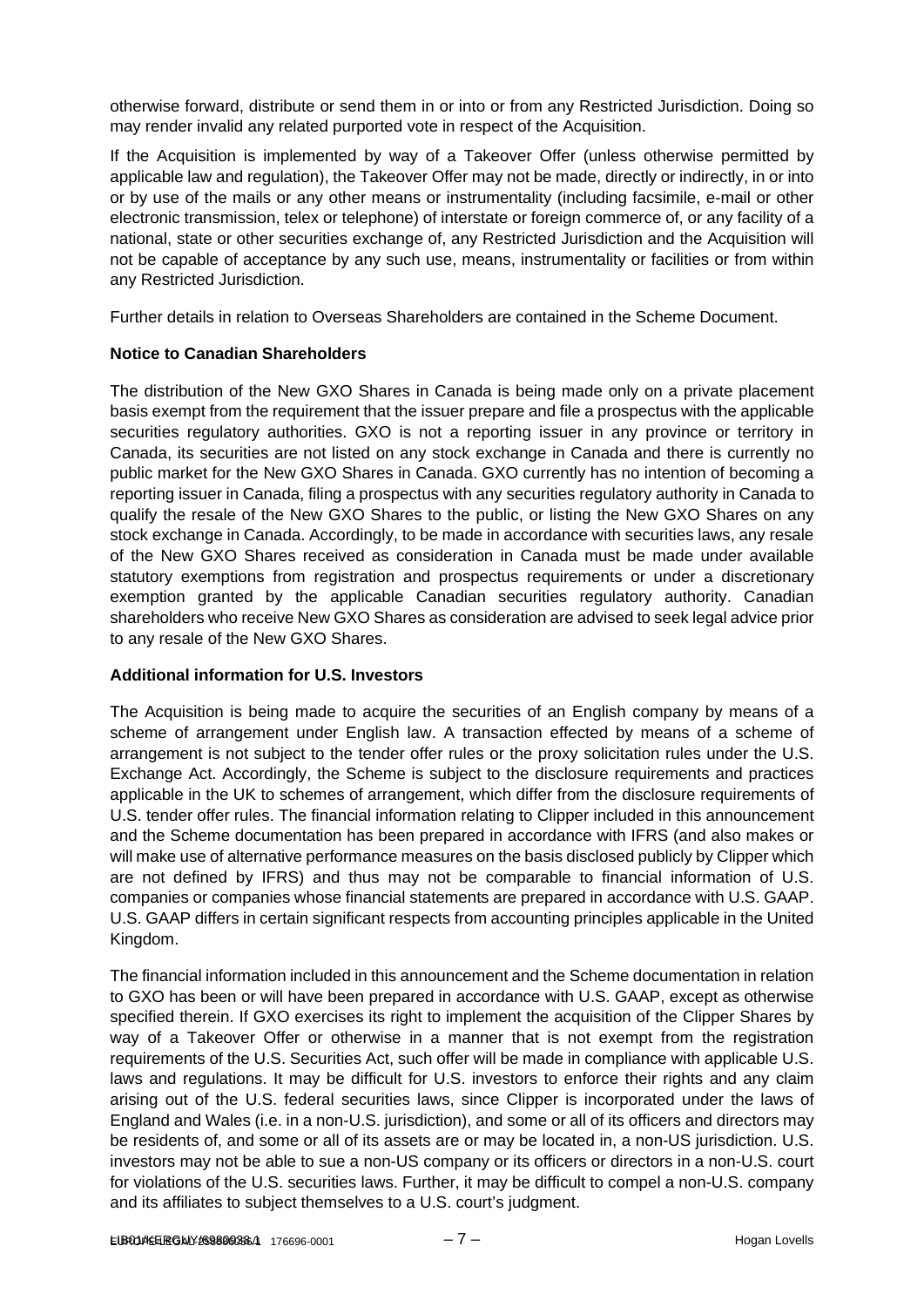otherwise forward, distribute or send them in or into or from any Restricted Jurisdiction. Doing so may render invalid any related purported vote in respect of the Acquisition.

If the Acquisition is implemented by way of a Takeover Offer (unless otherwise permitted by applicable law and regulation), the Takeover Offer may not be made, directly or indirectly, in or into or by use of the mails or any other means or instrumentality (including facsimile, e-mail or other electronic transmission, telex or telephone) of interstate or foreign commerce of, or any facility of a national, state or other securities exchange of, any Restricted Jurisdiction and the Acquisition will not be capable of acceptance by any such use, means, instrumentality or facilities or from within any Restricted Jurisdiction.

Further details in relation to Overseas Shareholders are contained in the Scheme Document.

**Notice to Canadian Shareholders**

The distribution of the New GXO Shares in Canada is being made only on a private placement basis exempt from the requirement that the issuer prepare and file a prospectus with the applicable securities regulatory authorities. GXO is not a reporting issuer in any province or territory in Canada, its securities are not listed on any stock exchange in Canada and there is currently no public market for the New GXO Shares in Canada. GXO currently has no intention of becoming a reporting issuer in Canada, filing a prospectus with any securities regulatory authority in Canada to qualify the resale of the New GXO Shares to the public, or listing the New GXO Shares on any stock exchange in Canada. Accordingly, to be made in accordance with securities laws, any resale of the New GXO Shares received as consideration in Canada must be made under available statutory exemptions from registration and prospectus requirements or under a discretionary exemption granted by the applicable Canadian securities regulatory authority. Canadian shareholders who receive New GXO Shares as consideration are advised to seek legal advice prior to any resale of the New GXO Shares.

**Additional information for U.S. Investors**

The Acquisition is being made to acquire the securities of an English company by means of a scheme of arrangement under English law. A transaction effected by means of a scheme of arrangement is not subject to the tender offer rules or the proxy solicitation rules under the U.S. Exchange Act. Accordingly, the Scheme is subject to the disclosure requirements and practices applicable in the UK to schemes of arrangement, which differ from the disclosure requirements of U.S. tender offer rules. The financial information relating to Clipper included in this announcement and the Scheme documentation has been prepared in accordance with IFRS (and also makes or will make use of alternative performance measures on the basis disclosed publicly by Clipper which are not defined by IFRS) and thus may not be comparable to financial information of U.S. companies or companies whose financial statements are prepared in accordance with U.S. GAAP. U.S. GAAP differs in certain significant respects from accounting principles applicable in the United Kingdom.

The financial information included in this announcement and the Scheme documentation in relation to GXO has been or will have been prepared in accordance with U.S. GAAP, except as otherwise specified therein. If GXO exercises its right to implement the acquisition of the Clipper Shares by way of a Takeover Offer or otherwise in a manner that is not exempt from the registration requirements of the U.S. Securities Act, such offer will be made in compliance with applicable U.S. laws and regulations. It may be difficult for U.S. investors to enforce their rights and any claim arising out of the U.S. federal securities laws, since Clipper is incorporated under the laws of England and Wales (i.e. in a non-U.S. jurisdiction), and some or all of its officers and directors may be residents of, and some or all of its assets are or may be located in, a non-US jurisdiction. U.S. investors may not be able to sue a non-US company or its officers or directors in a non-U.S. court for violations of the U.S. securities laws. Further, it may be difficult to compel a non-U.S. company and its affiliates to subject themselves to a U.S. court's judgment.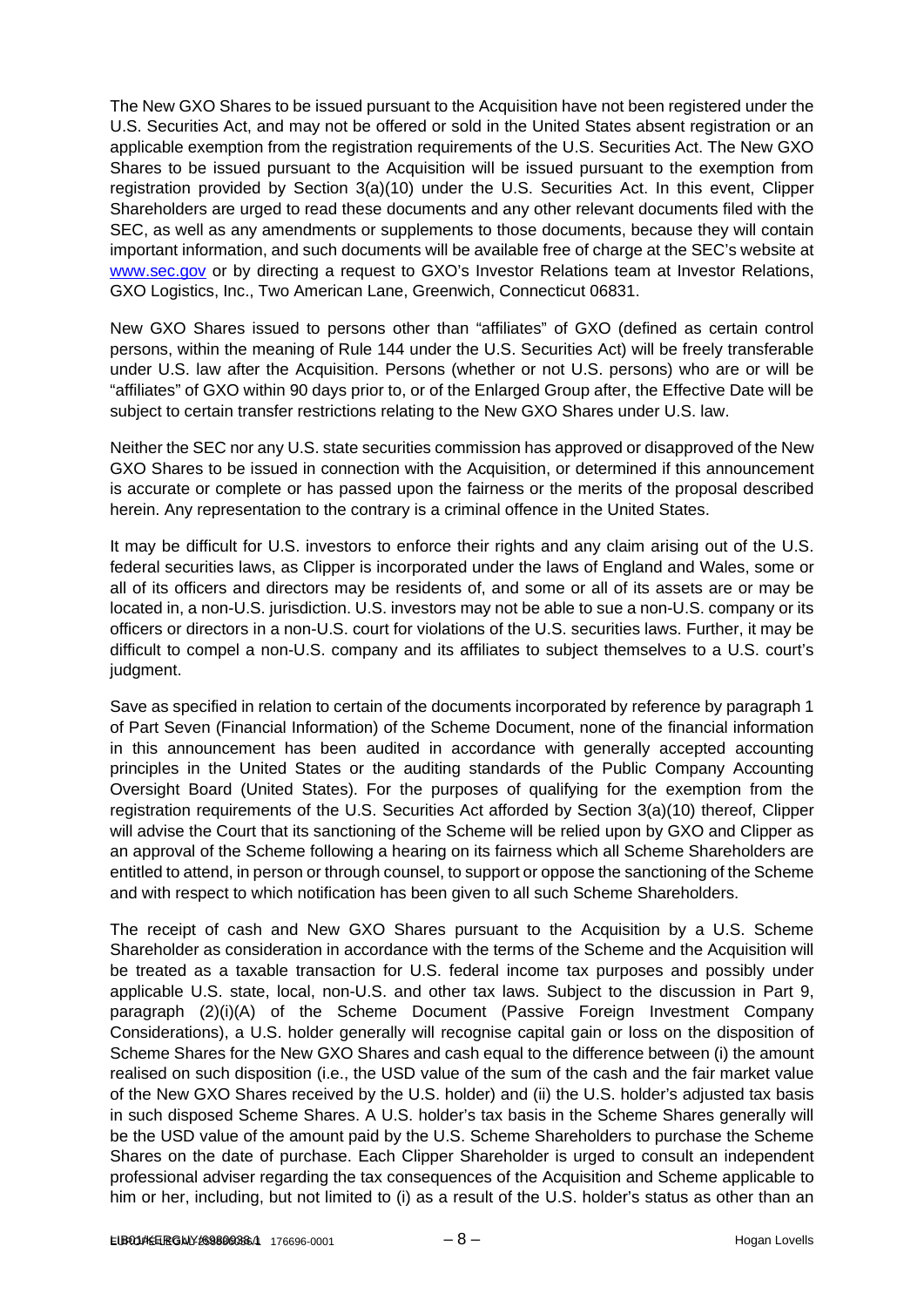The New GXO Shares to be issued pursuant to the Acquisition have not been registered under the U.S. Securities Act, and may not be offered or sold in the United States absent registration or an applicable exemption from the registration requirements of the U.S. Securities Act. The New GXO Shares to be issued pursuant to the Acquisition will be issued pursuant to the exemption from registration provided by Section 3(a)(10) under the U.S. Securities Act. In this event, Clipper Shareholders are urged to read these documents and any other relevant documents filed with the SEC, as well as any amendments or supplements to those documents, because they will contain important information, and such documents will be available free of charge at the SEC's website at [www.sec.gov](http://www.sec.gov) or by directing a request to GXO's Investor Relations team at Investor Relations, GXO Logistics, Inc., Two American Lane, Greenwich, Connecticut 06831.

New GXO Shares issued to persons other than "affiliates" of GXO (defined as certain control persons, within the meaning of Rule 144 under the U.S. Securities Act) will be freely transferable under U.S. law after the Acquisition. Persons (whether or not U.S. persons) who are or will be "affiliates" of GXO within 90 days prior to, or of the Enlarged Group after, the Effective Date will be subject to certain transfer restrictions relating to the New GXO Shares under U.S. law.

Neither the SEC nor any U.S. state securities commission has approved or disapproved of the New GXO Shares to be issued in connection with the Acquisition, or determined if this announcement is accurate or complete or has passed upon the fairness or the merits of the proposal described herein. Any representation to the contrary is a criminal offence in the United States.

It may be difficult for U.S. investors to enforce their rights and any claim arising out of the U.S. federal securities laws, as Clipper is incorporated under the laws of England and Wales, some or all of its officers and directors may be residents of, and some or all of its assets are or may be located in, a non-U.S. jurisdiction. U.S. investors may not be able to sue a non-U.S. company or its officers or directors in a non-U.S. court for violations of the U.S. securities laws. Further, it may be difficult to compel a non-U.S. company and its affiliates to subject themselves to a U.S. court's judgment.

Save as specified in relation to certain of the documents incorporated by reference by paragraph 1 of Part Seven (Financial Information) of the Scheme Document, none of the financial information in this announcement has been audited in accordance with generally accepted accounting principles in the United States or the auditing standards of the Public Company Accounting Oversight Board (United States). For the purposes of qualifying for the exemption from the registration requirements of the U.S. Securities Act afforded by Section 3(a)(10) thereof, Clipper will advise the Court that its sanctioning of the Scheme will be relied upon by GXO and Clipper as an approval of the Scheme following a hearing on its fairness which all Scheme Shareholders are entitled to attend, in person or through counsel, to support or oppose the sanctioning of the Scheme and with respect to which notification has been given to all such Scheme Shareholders.

The receipt of cash and New GXO Shares pursuant to the Acquisition by a U.S. Scheme Shareholder as consideration in accordance with the terms of the Scheme and the Acquisition will be treated as a taxable transaction for U.S. federal income tax purposes and possibly under applicable U.S. state, local, non-U.S. and other tax laws. Subject to the discussion in Part 9, paragraph (2)(i)(A) of the Scheme Document (Passive Foreign Investment Company Considerations), a U.S. holder generally will recognise capital gain or loss on the disposition of Scheme Shares for the New GXO Shares and cash equal to the difference between (i) the amount realised on such disposition (i.e., the USD value of the sum of the cash and the fair market value of the New GXO Shares received by the U.S. holder) and (ii) the U.S. holder's adjusted tax basis in such disposed Scheme Shares. A U.S. holder's tax basis in the Scheme Shares generally will be the USD value of the amount paid by the U.S. Scheme Shareholders to purchase the Scheme Shares on the date of purchase. Each Clipper Shareholder is urged to consult an independent professional adviser regarding the tax consequences of the Acquisition and Scheme applicable to him or her, including, but not limited to (i) as a result of the U.S. holder's status as other than an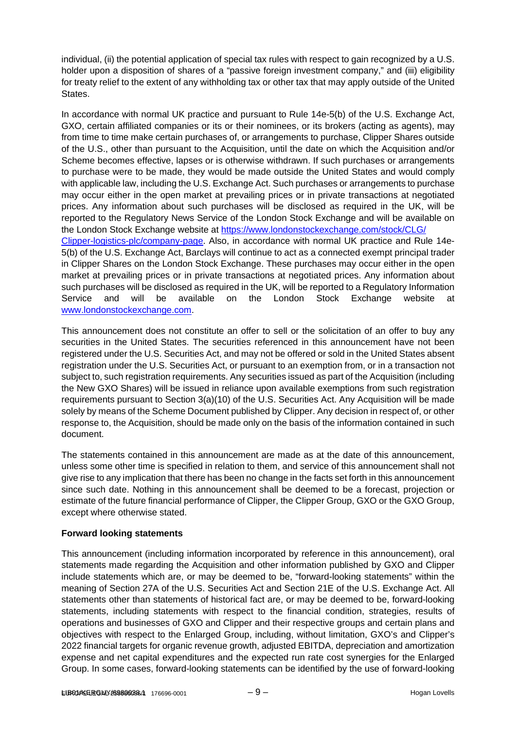individual, (ii) the potential application of special tax rules with respect to gain recognized by a U.S. holder upon a disposition of shares of a "passive foreign investment company," and (iii) eligibility for treaty relief to the extent of any withholding tax or other tax that may apply outside of the United States.

In accordance with normal UK practice and pursuant to Rule 14e-5(b) of the U.S. Exchange Act, GXO, certain affiliated companies or its or their nominees, or its brokers (acting as agents), may from time to time make certain purchases of, or arrangements to purchase, Clipper Shares outside of the U.S., other than pursuant to the Acquisition, until the date on which the Acquisition and/or Scheme becomes effective, lapses or is otherwise withdrawn. If such purchases or arrangements to purchase were to be made, they would be made outside the United States and would comply with applicable law, including the U.S. Exchange Act. Such purchases or arrangements to purchase may occur either in the open market at prevailing prices or in private transactions at negotiated prices. Any information about such purchases will be disclosed as required in the UK, will be reported to the Regulatory News Service of the London Stock Exchange and will be available on the London Stock Exchange website at https://www.londonstockexchange.com/stock/CLG/Clipper-logistics-plc/company-page. Also, in accordance with normal UK practice and Rule 14e-5(b) of the U.S. Exchange Act, Barclays will continue to act as a connected exempt principal trader in Clipper Shares on the London Stock Exchange. These purchases may occur either in the open market at prevailing prices or in private transactions at negotiated prices. Any information about such purchases will be disclosed as required in the UK, will be reported to a Regulatory Information Service and will be available on the London Stock Exchange website at www.londonstockexchange.com.

This announcement does not constitute an offer to sell or the solicitation of an offer to buy any securities in the United States. The securities referenced in this announcement have not been registered under the U.S. Securities Act, and may not be offered or sold in the United States absent registration under the U.S. Securities Act, or pursuant to an exemption from, or in a transaction not subject to, such registration requirements. Any securities issued as part of the Acquisition (including the New GXO Shares) will be issued in reliance upon available exemptions from such registration requirements pursuant to Section 3(a)(10) of the U.S. Securities Act. Any Acquisition will be made solely by means of the Scheme Document published by Clipper. Any decision in respect of, or other response to, the Acquisition, should be made only on the basis of the information contained in such document.

The statements contained in this announcement are made as at the date of this announcement, unless some other time is specified in relation to them, and service of this announcement shall not give rise to any implication that there has been no change in the facts set forth in this announcement since such date. Nothing in this announcement shall be deemed to be a forecast, projection or estimate of the future financial performance of Clipper, the Clipper Group, GXO or the GXO Group, except where otherwise stated.

**Forward looking statements**

This announcement (including information incorporated by reference in this announcement), oral statements made regarding the Acquisition and other information published by GXO and Clipper include statements which are, or may be deemed to be, "forward-looking statements" within the meaning of Section 27A of the U.S. Securities Act and Section 21E of the U.S. Exchange Act. All statements other than statements of historical fact are, or may be deemed to be, forward-looking statements, including statements with respect to the financial condition, strategies, results of operations and businesses of GXO and Clipper and their respective groups and certain plans and objectives with respect to the Enlarged Group, including, without limitation, GXO's and Clipper's 2022 financial targets for organic revenue growth, adjusted EBITDA, depreciation and amortization expense and net capital expenditures and the expected run rate cost synergies for the Enlarged Group. In some cases, forward-looking statements can be identified by the use of forward-looking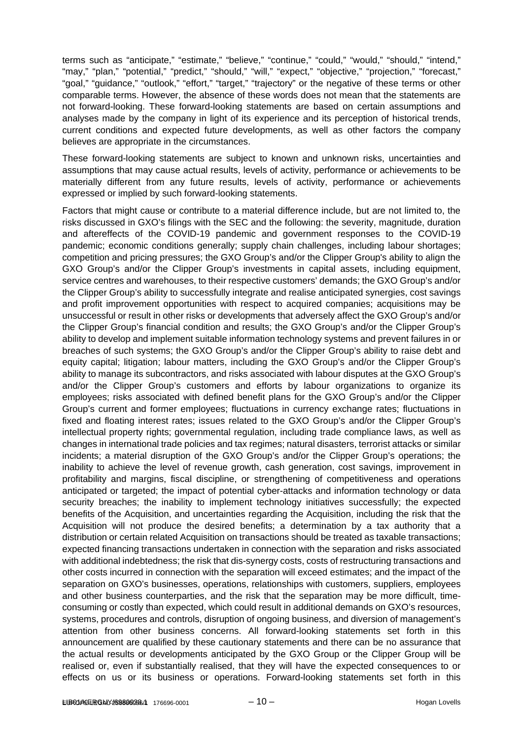terms such as "anticipate," "estimate," "believe," "continue," "could," "would," "should," "intend," "may," "plan," "potential," "predict," "should," "will," "expect," "objective," "projection," "forecast," "goal," "guidance," "outlook," "effort," "target," "trajectory" or the negative of these terms or other comparable terms. However, the absence of these words does not mean that the statements are not forward-looking. These forward-looking statements are based on certain assumptions and analyses made by the company in light of its experience and its perception of historical trends, current conditions and expected future developments, as well as other factors the company believes are appropriate in the circumstances.

These forward-looking statements are subject to known and unknown risks, uncertainties and assumptions that may cause actual results, levels of activity, performance or achievements to be materially different from any future results, levels of activity, performance or achievements expressed or implied by such forward-looking statements.

Factors that might cause or contribute to a material difference include, but are not limited to, the risks discussed in GXO's filings with the SEC and the following: the severity, magnitude, duration and aftereffects of the COVID-19 pandemic and government responses to the COVID-19 pandemic; economic conditions generally; supply chain challenges, including labour shortages; competition and pricing pressures; the GXO Group's and/or the Clipper Group's ability to align the GXO Group's and/or the Clipper Group's investments in capital assets, including equipment, service centres and warehouses, to their respective customers' demands; the GXO Group's and/or the Clipper Group's ability to successfully integrate and realise anticipated synergies, cost savings and profit improvement opportunities with respect to acquired companies; acquisitions may be unsuccessful or result in other risks or developments that adversely affect the GXO Group's and/or the Clipper Group's financial condition and results; the GXO Group's and/or the Clipper Group's ability to develop and implement suitable information technology systems and prevent failures in or breaches of such systems; the GXO Group's and/or the Clipper Group's ability to raise debt and equity capital; litigation; labour matters, including the GXO Group's and/or the Clipper Group's ability to manage its subcontractors, and risks associated with labour disputes at the GXO Group's and/or the Clipper Group's customers and efforts by labour organizations to organize its employees; risks associated with defined benefit plans for the GXO Group's and/or the Clipper Group's current and former employees; fluctuations in currency exchange rates; fluctuations in fixed and floating interest rates; issues related to the GXO Group's and/or the Clipper Group's intellectual property rights; governmental regulation, including trade compliance laws, as well as changes in international trade policies and tax regimes; natural disasters, terrorist attacks or similar incidents; a material disruption of the GXO Group's and/or the Clipper Group's operations; the inability to achieve the level of revenue growth, cash generation, cost savings, improvement in profitability and margins, fiscal discipline, or strengthening of competitiveness and operations anticipated or targeted; the impact of potential cyber-attacks and information technology or data security breaches; the inability to implement technology initiatives successfully; the expected benefits of the Acquisition, and uncertainties regarding the Acquisition, including the risk that the Acquisition will not produce the desired benefits; a determination by a tax authority that a distribution or certain related Acquisition on transactions should be treated as taxable transactions; expected financing transactions undertaken in connection with the separation and risks associated with additional indebtedness; the risk that dis-synergy costs, costs of restructuring transactions and other costs incurred in connection with the separation will exceed estimates; and the impact of the separation on GXO's businesses, operations, relationships with customers, suppliers, employees and other business counterparties, and the risk that the separation may be more difficult, time-consuming or costly than expected, which could result in additional demands on GXO's resources, systems, procedures and controls, disruption of ongoing business, and diversion of management's attention from other business concerns. All forward-looking statements set forth in this announcement are qualified by these cautionary statements and there can be no assurance that the actual results or developments anticipated by the GXO Group or the Clipper Group will be realised or, even if substantially realised, that they will have the expected consequences to or effects on us or its business or operations. Forward-looking statements set forth in this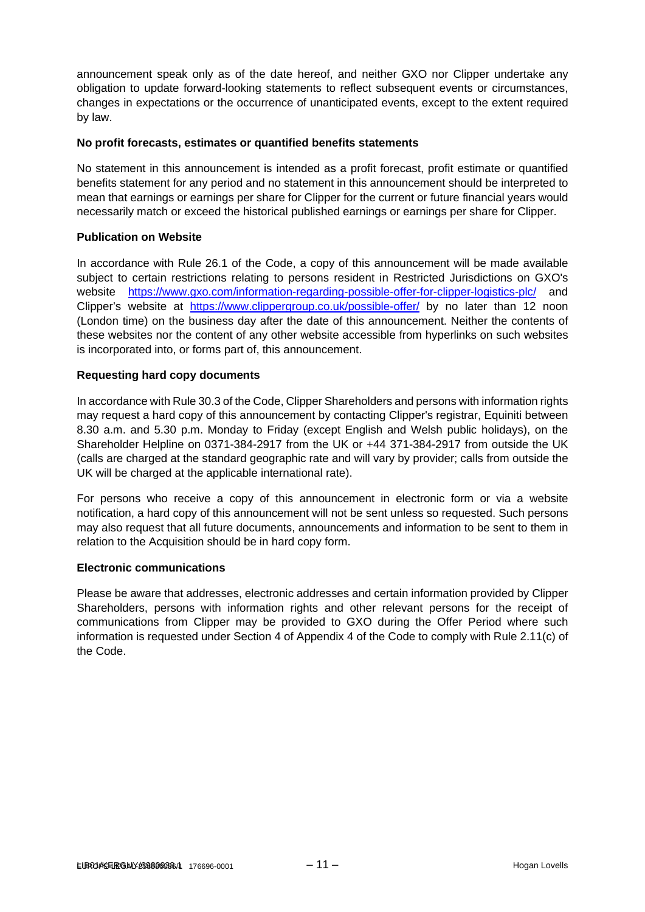announcement speak only as of the date hereof, and neither GXO nor Clipper undertake any obligation to update forward-looking statements to reflect subsequent events or circumstances, changes in expectations or the occurrence of unanticipated events, except to the extent required by law.

**No profit forecasts, estimates or quantified benefits statements**

No statement in this announcement is intended as a profit forecast, profit estimate or quantified benefits statement for any period and no statement in this announcement should be interpreted to mean that earnings or earnings per share for Clipper for the current or future financial years would necessarily match or exceed the historical published earnings or earnings per share for Clipper.

**Publication on Website**

In accordance with Rule 26.1 of the Code, a copy of this announcement will be made available subject to certain restrictions relating to persons resident in Restricted Jurisdictions on GXO's website https://www.gxo.com/information-regarding-possible-offer-for-clipper-logistics-plc/ and Clipper's website at https://www.clippergroup.co.uk/possible-offer/ by no later than 12 noon (London time) on the business day after the date of this announcement. Neither the contents of these websites nor the content of any other website accessible from hyperlinks on such websites is incorporated into, or forms part of, this announcement.

**Requesting hard copy documents**

In accordance with Rule 30.3 of the Code, Clipper Shareholders and persons with information rights may request a hard copy of this announcement by contacting Clipper's registrar, Equiniti between 8.30 a.m. and 5.30 p.m. Monday to Friday (except English and Welsh public holidays), on the Shareholder Helpline on 0371-384-2917 from the UK or +44 371-384-2917 from outside the UK (calls are charged at the standard geographic rate and will vary by provider; calls from outside the UK will be charged at the applicable international rate).

For persons who receive a copy of this announcement in electronic form or via a website notification, a hard copy of this announcement will not be sent unless so requested. Such persons may also request that all future documents, announcements and information to be sent to them in relation to the Acquisition should be in hard copy form.

**Electronic communications**

Please be aware that addresses, electronic addresses and certain information provided by Clipper Shareholders, persons with information rights and other relevant persons for the receipt of communications from Clipper may be provided to GXO during the Offer Period where such information is requested under Section 4 of Appendix 4 of the Code to comply with Rule 2.11(c) of the Code.